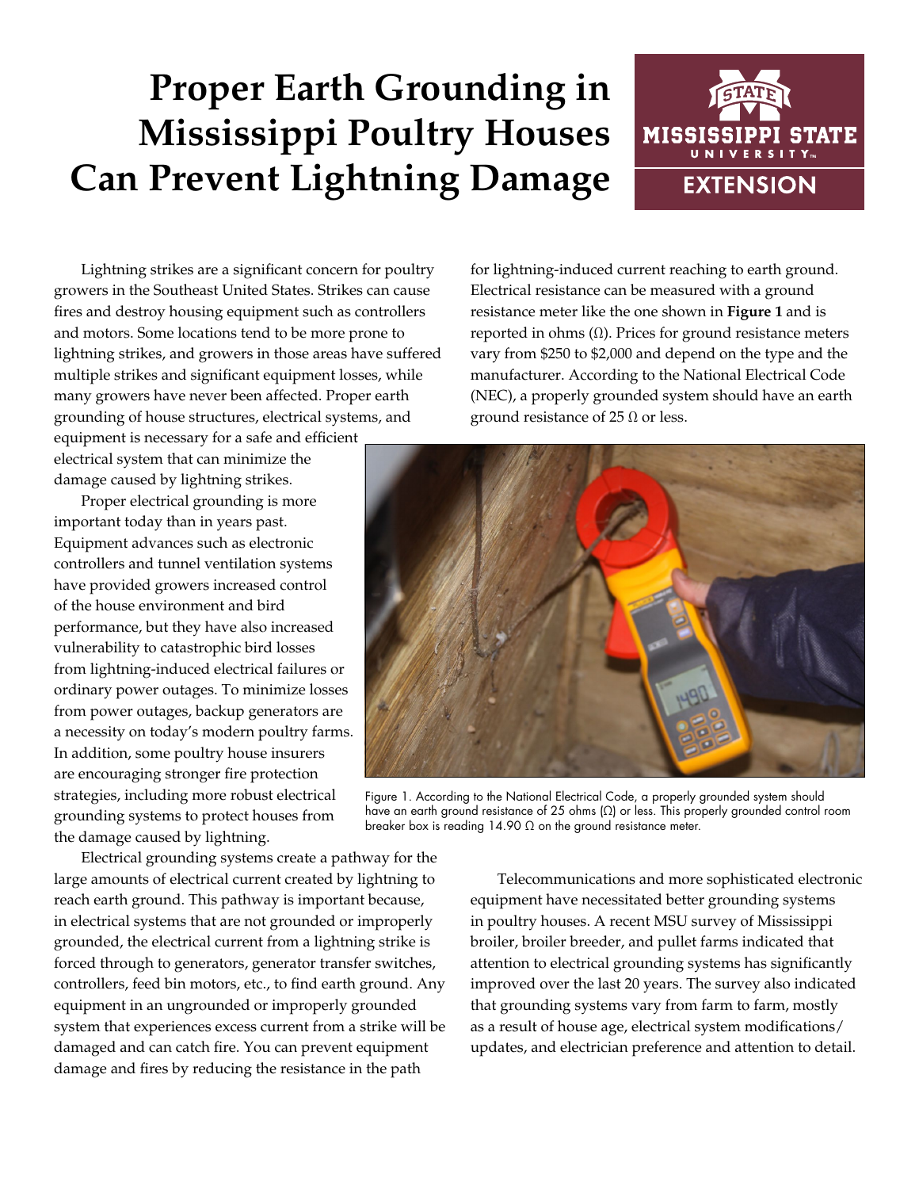# Proper Earth Grounding in Mississippi Poultry Houses Can Prevent Lightning Damage

Lightning strikes are a significant concern for poultry growers in the Southeast United States. Strikes can cause fires and destroy housing equipment such as controllers and motors. Some locations tend to be more prone to lightning strikes, and growers in those areas have suffered multiple strikes and significant equipment losses, while many growers have never been affected. Proper earth grounding of house structures, electrical systems, and equipment is necessary for a safe and efficient electrical system that can minimize the damage caused by lightning strikes.

Proper electrical grounding is more important today than in years past. Equipment advances such as electronic controllers and tunnel ventilation systems have provided growers increased control of the house environment and bird performance, but they have also increased vulnerability to catastrophic bird losses from lightning-induced electrical failures or ordinary power outages. To minimize losses from power outages, backup generators are a necessity on today's modern poultry farms. In addition, some poultry house insurers are encouraging stronger fire protection strategies, including more robust electrical grounding systems to protect houses from the damage caused by lightning.

Electrical grounding systems create a pathway for the large amounts of electrical current created by lightning to reach earth ground. This pathway is important because, in electrical systems that are not grounded or improperly grounded, the electrical current from a lightning strike is forced through to generators, generator transfer switches, controllers, feed bin motors, etc., to find earth ground. Any equipment in an ungrounded or improperly grounded system that experiences excess current from a strike will be damaged and can catch fire. You can prevent equipment damage and fires by reducing the resistance in the path for lightning-induced current reaching to earth ground. Electrical resistance can be measured with a ground resistance meter like the one shown in **Figure 1** and is reported in ohms (Ω). Prices for ground resistance meters vary from $250 to $2,000 and depend on the type and the manufacturer. According to the National Electrical Code (NEC), a properly grounded system should have an earth ground resistance of 25 Ω or less.

Figure 1. According to the National Electrical Code, a properly grounded system should have an earth ground resistance of 25 ohms (Ω) or less. This properly grounded control room breaker box is reading 14.90 Ω on the ground resistance meter.

Telecommunications and more sophisticated electronic equipment have necessitated better grounding systems in poultry houses. A recent MSU survey of Mississippi broiler, broiler breeder, and pullet farms indicated that attention to electrical grounding systems has significantly improved over the last 20 years. The survey also indicated that grounding systems vary from farm to farm, mostly as a result of house age, electrical system modifications/updates, and electrician preference and attention to detail.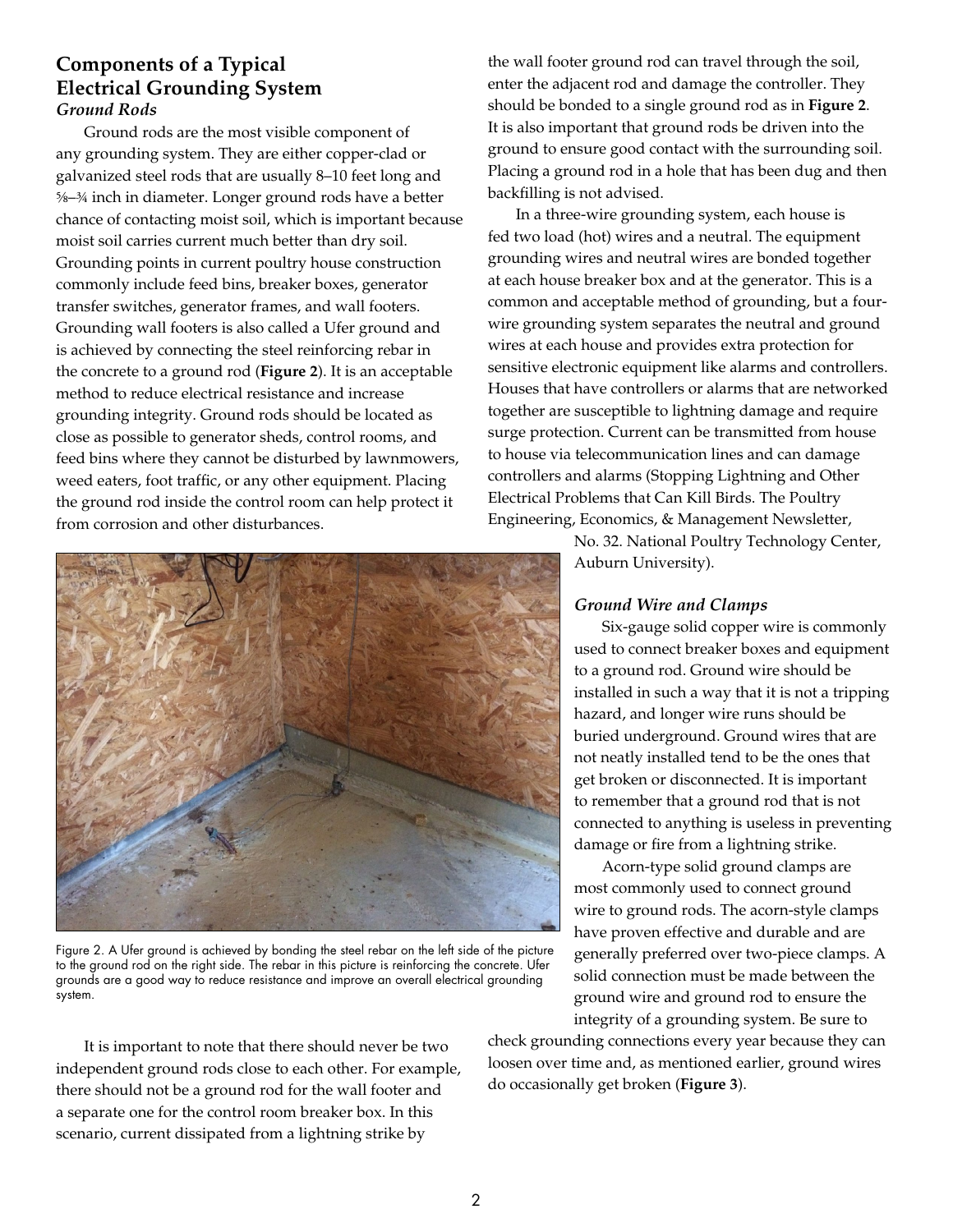## Components of a Typical Electrical Grounding System

### *Ground Rods*

Ground rods are the most visible component of any grounding system. They are either copper-clad or galvanized steel rods that are usually 8–10 feet long and ⅝–¾ inch in diameter. Longer ground rods have a better chance of contacting moist soil, which is important because moist soil carries current much better than dry soil. Grounding points in current poultry house construction commonly include feed bins, breaker boxes, generator transfer switches, generator frames, and wall footers. Grounding wall footers is also called a Ufer ground and is achieved by connecting the steel reinforcing rebar in the concrete to a ground rod (**Figure 2**). It is an acceptable method to reduce electrical resistance and increase grounding integrity. Ground rods should be located as close as possible to generator sheds, control rooms, and feed bins where they cannot be disturbed by lawnmowers, weed eaters, foot traffic, or any other equipment. Placing the ground rod inside the control room can help protect it from corrosion and other disturbances.

Figure 2. A Ufer ground is achieved by bonding the steel rebar on the left side of the picture to the ground rod on the right side. The rebar in this picture is reinforcing the concrete. Ufer grounds are a good way to reduce resistance and improve an overall electrical grounding system.

It is important to note that there should never be two independent ground rods close to each other. For example, there should not be a ground rod for the wall footer and a separate one for the control room breaker box. In this scenario, current dissipated from a lightning strike by the wall footer ground rod can travel through the soil, enter the adjacent rod and damage the controller. They should be bonded to a single ground rod as in **Figure 2**. It is also important that ground rods be driven into the ground to ensure good contact with the surrounding soil. Placing a ground rod in a hole that has been dug and then backfilling is not advised.

In a three-wire grounding system, each house is fed two load (hot) wires and a neutral. The equipment grounding wires and neutral wires are bonded together at each house breaker box and at the generator. This is a common and acceptable method of grounding, but a four-wire grounding system separates the neutral and ground wires at each house and provides extra protection for sensitive electronic equipment like alarms and controllers. Houses that have controllers or alarms that are networked together are susceptible to lightning damage and require surge protection. Current can be transmitted from house to house via telecommunication lines and can damage controllers and alarms (Stopping Lightning and Other Electrical Problems that Can Kill Birds. The Poultry Engineering, Economics, & Management Newsletter, No. 32. National Poultry Technology Center, Auburn University).

### *Ground Wire and Clamps*

Six-gauge solid copper wire is commonly used to connect breaker boxes and equipment to a ground rod. Ground wire should be installed in such a way that it is not a tripping hazard, and longer wire runs should be buried underground. Ground wires that are not neatly installed tend to be the ones that get broken or disconnected. It is important to remember that a ground rod that is not connected to anything is useless in preventing damage or fire from a lightning strike.

Acorn-type solid ground clamps are most commonly used to connect ground wire to ground rods. The acorn-style clamps have proven effective and durable and are generally preferred over two-piece clamps. A solid connection must be made between the ground wire and ground rod to ensure the integrity of a grounding system. Be sure to check grounding connections every year because they can loosen over time and, as mentioned earlier, ground wires do occasionally get broken (**Figure 3**).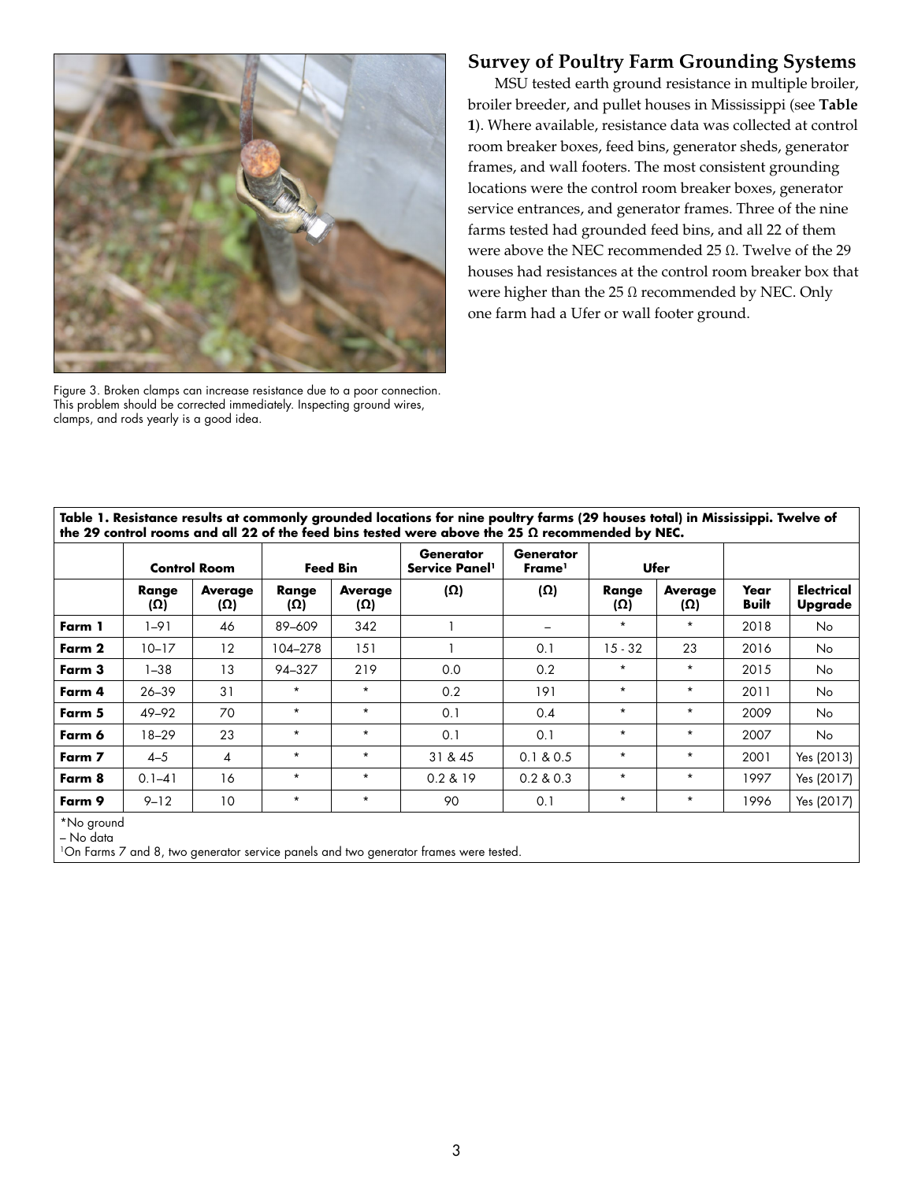Figure 3. Broken clamps can increase resistance due to a poor connection. This problem should be corrected immediately. Inspecting ground wires, clamps, and rods yearly is a good idea.

## Survey of Poultry Farm Grounding Systems

MSU tested earth ground resistance in multiple broiler, broiler breeder, and pullet houses in Mississippi (see **Table 1**). Where available, resistance data was collected at control room breaker boxes, feed bins, generator sheds, generator frames, and wall footers. The most consistent grounding locations were the control room breaker boxes, generator service entrances, and generator frames. Three of the nine farms tested had grounded feed bins, and all 22 of them were above the NEC recommended 25 Ω. Twelve of the 29 houses had resistances at the control room breaker box that were higher than the 25 Ω recommended by NEC. Only one farm had a Ufer or wall footer ground.

**Table 1. Resistance results at commonly grounded locations for nine poultry farms (29 houses total) in Mississippi. Twelve of the 29 control rooms and all 22 of the feed bins tested were above the 25 Ω recommended by NEC.**

| | Control Room | | Feed Bin | | Generator Service Panel[1] | Generator Frame[1] | Ufer | | | |
|---|---|---|---|---|---|---|---|---|---|---|
| | Range (Ω) | Average (Ω) | Range (Ω) | Average (Ω) | (Ω) | (Ω) | Range (Ω) | Average (Ω) | Year Built | Electrical Upgrade |
| **Farm 1** | 1–91 | 46 | 89–609 | 342 | 1 | – | * | * | 2018 | No |
| **Farm 2** | 10–17 | 12 | 104–278 | 151 | 1 | 0.1 | 15 - 32 | 23 | 2016 | No |
| **Farm 3** | 1–38 | 13 | 94–327 | 219 | 0.0 | 0.2 | * | * | 2015 | No |
| **Farm 4** | 26–39 | 31 | * | * | 0.2 | 191 | * | * | 2011 | No |
| **Farm 5** | 49–92 | 70 | * | * | 0.1 | 0.4 | * | * | 2009 | No |
| **Farm 6** | 18–29 | 23 | * | * | 0.1 | 0.1 | * | * | 2007 | No |
| **Farm 7** | 4–5 | 4 | * | * | 31 & 45 | 0.1 & 0.5 | * | * | 2001 | Yes (2013) |
| **Farm 8** | 0.1–41 | 16 | * | * | 0.2 & 19 | 0.2 & 0.3 | * | * | 1997 | Yes (2017) |
| **Farm 9** | 9–12 | 10 | * | * | 90 | 0.1 | * | * | 1996 | Yes (2017) |

*No ground

– No data

[1]On Farms 7 and 8, two generator service panels and two generator frames were tested.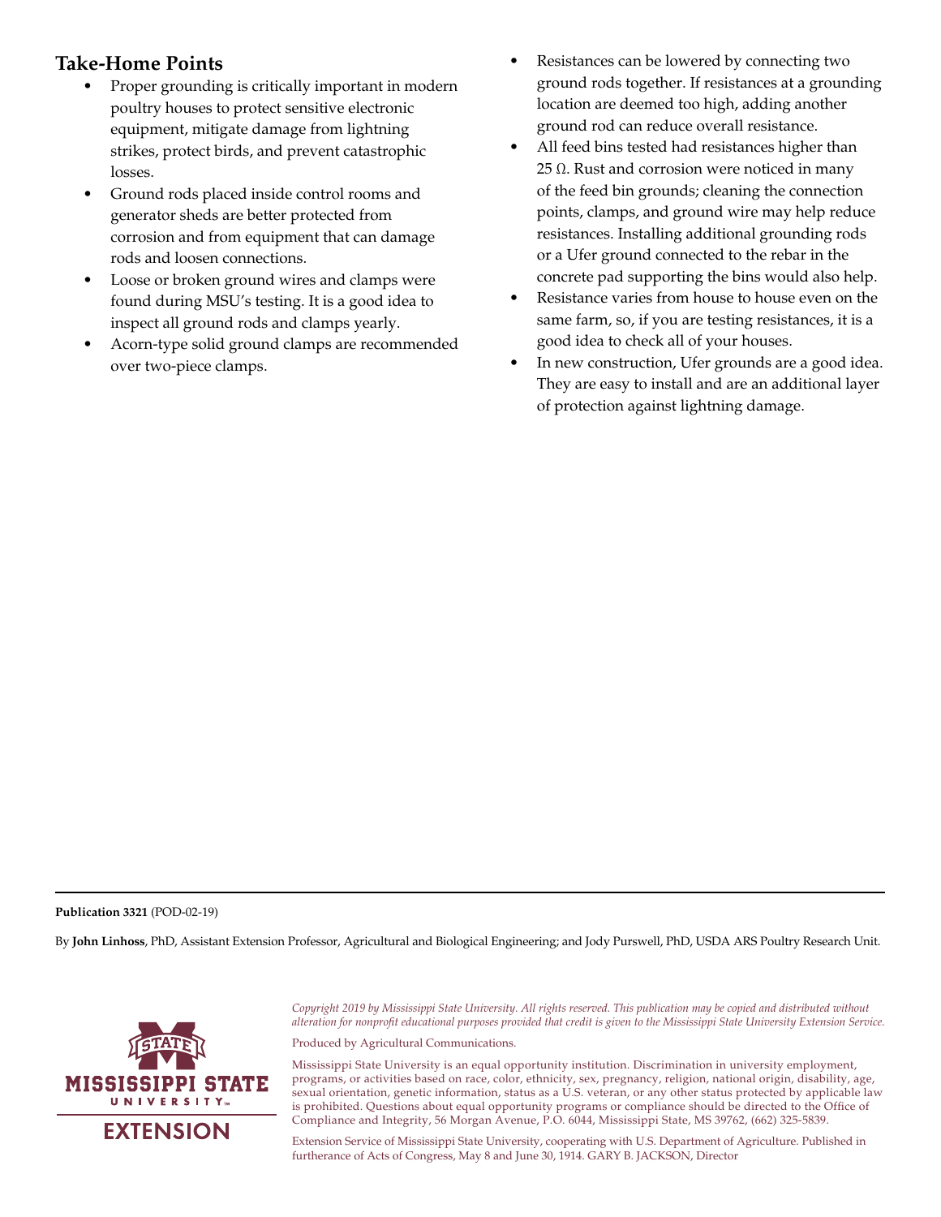## Take-Home Points

- Proper grounding is critically important in modern poultry houses to protect sensitive electronic equipment, mitigate damage from lightning strikes, protect birds, and prevent catastrophic losses.
- Ground rods placed inside control rooms and generator sheds are better protected from corrosion and from equipment that can damage rods and loosen connections.
- Loose or broken ground wires and clamps were found during MSU's testing. It is a good idea to inspect all ground rods and clamps yearly.
- Acorn-type solid ground clamps are recommended over two-piece clamps.
- Resistances can be lowered by connecting two ground rods together. If resistances at a grounding location are deemed too high, adding another ground rod can reduce overall resistance.
- All feed bins tested had resistances higher than 25 Ω. Rust and corrosion were noticed in many of the feed bin grounds; cleaning the connection points, clamps, and ground wire may help reduce resistances. Installing additional grounding rods or a Ufer ground connected to the rebar in the concrete pad supporting the bins would also help.
- Resistance varies from house to house even on the same farm, so, if you are testing resistances, it is a good idea to check all of your houses.
- In new construction, Ufer grounds are a good idea. They are easy to install and are an additional layer of protection against lightning damage.

---

**Publication 3321** (POD-02-19)

By **John Linhoss**, PhD, Assistant Extension Professor, Agricultural and Biological Engineering; and Jody Purswell, PhD, USDA ARS Poultry Research Unit.

MISSISSIPPI STATE UNIVERSITY EXTENSION

*Copyright 2019 by Mississippi State University. All rights reserved. This publication may be copied and distributed without alteration for nonprofit educational purposes provided that credit is given to the Mississippi State University Extension Service.*

Produced by Agricultural Communications.

Mississippi State University is an equal opportunity institution. Discrimination in university employment, programs, or activities based on race, color, ethnicity, sex, pregnancy, religion, national origin, disability, age, sexual orientation, genetic information, status as a U.S. veteran, or any other status protected by applicable law is prohibited. Questions about equal opportunity programs or compliance should be directed to the Office of Compliance and Integrity, 56 Morgan Avenue, P.O. 6044, Mississippi State, MS 39762, (662) 325-5839.

Extension Service of Mississippi State University, cooperating with U.S. Department of Agriculture. Published in furtherance of Acts of Congress, May 8 and June 30, 1914. GARY B. JACKSON, Director